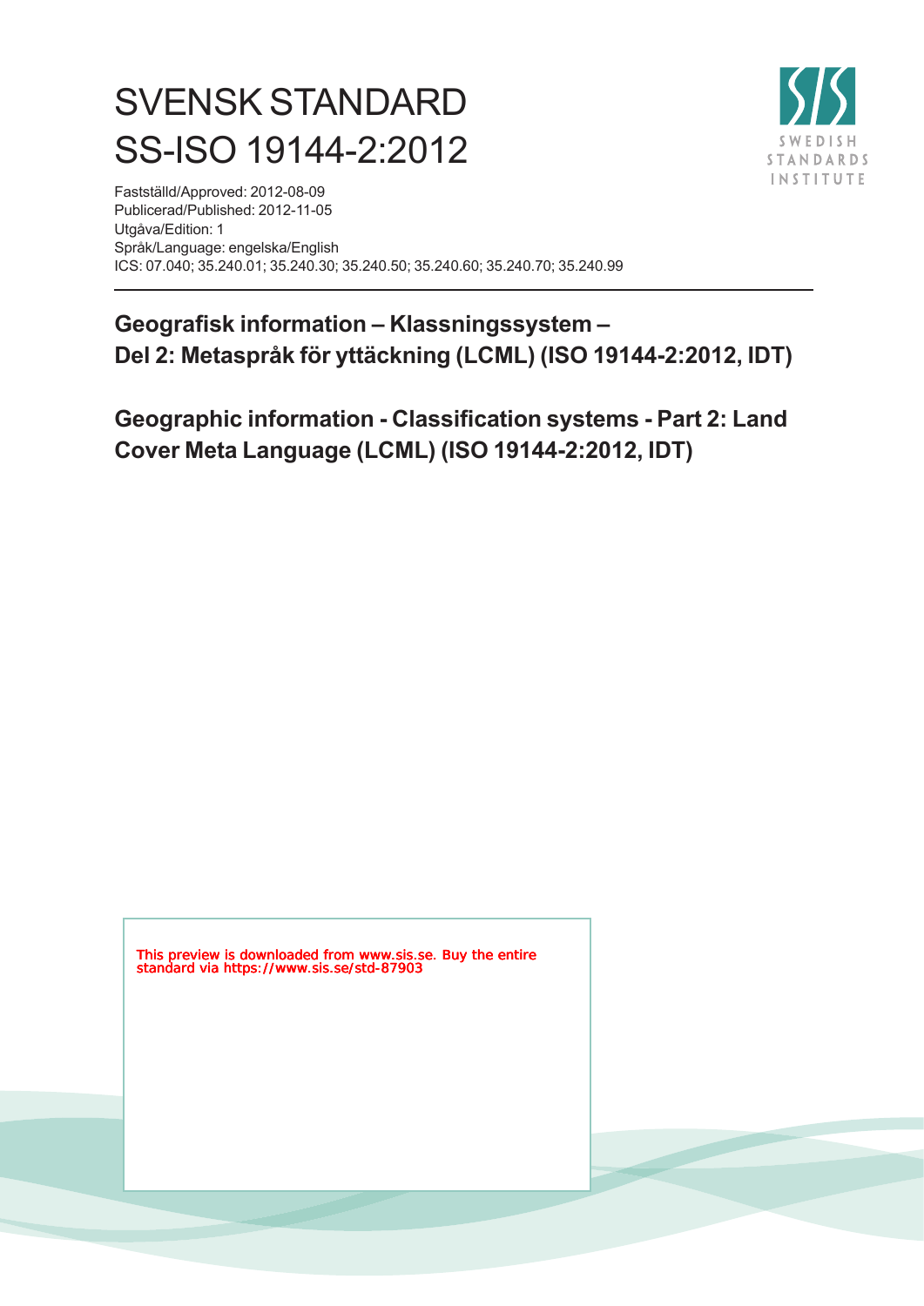# SVENSK STANDARD
# SS-ISO 19144-2:2012

Fastställd/Approved: 2012-08-09
Publicerad/Published: 2012-11-05
Utgåva/Edition: 1
Språk/Language: engelska/English
ICS: 07.040; 35.240.01; 35.240.30; 35.240.50; 35.240.60; 35.240.70; 35.240.99

**Geografisk information – Klassningssystem – Del 2: Metaspråk för yttäckning (LCML) (ISO 19144-2:2012, IDT)**

**Geographic information - Classification systems - Part 2: Land Cover Meta Language (LCML) (ISO 19144-2:2012, IDT)**

This preview is downloaded from www.sis.se. Buy the entire standard via https://www.sis.se/std-87903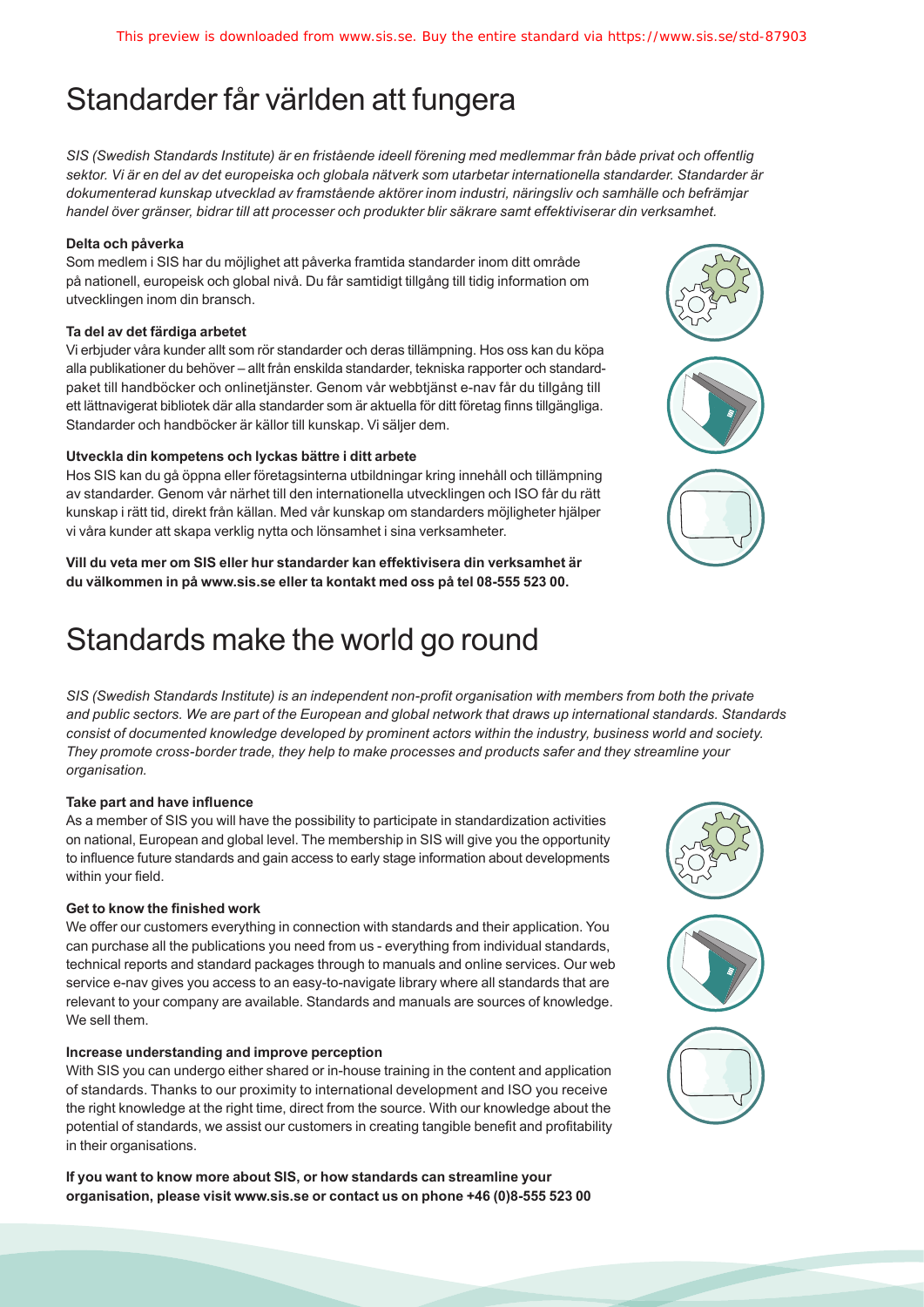# Standarder får världen att fungera

*SIS (Swedish Standards Institute) är en fristående ideell förening med medlemmar från både privat och offentlig sektor. Vi är en del av det europeiska och globala nätverk som utarbetar internationella standarder. Standarder är dokumenterad kunskap utvecklad av framstående aktörer inom industri, näringsliv och samhälle och befrämjar handel över gränser, bidrar till att processer och produkter blir säkrare samt effektiviserar din verksamhet.*

**Delta och påverka**

Som medlem i SIS har du möjlighet att påverka framtida standarder inom ditt område på nationell, europeisk och global nivå. Du får samtidigt tillgång till tidig information om utvecklingen inom din bransch.

**Ta del av det färdiga arbetet**

Vi erbjuder våra kunder allt som rör standarder och deras tillämpning. Hos oss kan du köpa alla publikationer du behöver – allt från enskilda standarder, tekniska rapporter och standardpaket till handböcker och onlinetjänster. Genom vår webbtjänst e-nav får du tillgång till ett lättnavigerat bibliotek där alla standarder som är aktuella för ditt företag finns tillgängliga. Standarder och handböcker är källor till kunskap. Vi säljer dem.

**Utveckla din kompetens och lyckas bättre i ditt arbete**

Hos SIS kan du gå öppna eller företagsinterna utbildningar kring innehåll och tillämpning av standarder. Genom vår närhet till den internationella utvecklingen och ISO får du rätt kunskap i rätt tid, direkt från källan. Med vår kunskap om standarders möjligheter hjälper vi våra kunder att skapa verklig nytta och lönsamhet i sina verksamheter.

**Vill du veta mer om SIS eller hur standarder kan effektivisera din verksamhet är du välkommen in på www.sis.se eller ta kontakt med oss på tel 08-555 523 00.**

# Standards make the world go round

*SIS (Swedish Standards Institute) is an independent non-profit organisation with members from both the private and public sectors. We are part of the European and global network that draws up international standards. Standards consist of documented knowledge developed by prominent actors within the industry, business world and society. They promote cross-border trade, they help to make processes and products safer and they streamline your organisation.*

**Take part and have influence**

As a member of SIS you will have the possibility to participate in standardization activities on national, European and global level. The membership in SIS will give you the opportunity to influence future standards and gain access to early stage information about developments within your field.

**Get to know the finished work**

We offer our customers everything in connection with standards and their application. You can purchase all the publications you need from us - everything from individual standards, technical reports and standard packages through to manuals and online services. Our web service e-nav gives you access to an easy-to-navigate library where all standards that are relevant to your company are available. Standards and manuals are sources of knowledge. We sell them.

**Increase understanding and improve perception**

With SIS you can undergo either shared or in-house training in the content and application of standards. Thanks to our proximity to international development and ISO you receive the right knowledge at the right time, direct from the source. With our knowledge about the potential of standards, we assist our customers in creating tangible benefit and profitability in their organisations.

**If you want to know more about SIS, or how standards can streamline your organisation, please visit www.sis.se or contact us on phone +46 (0)8-555 523 00**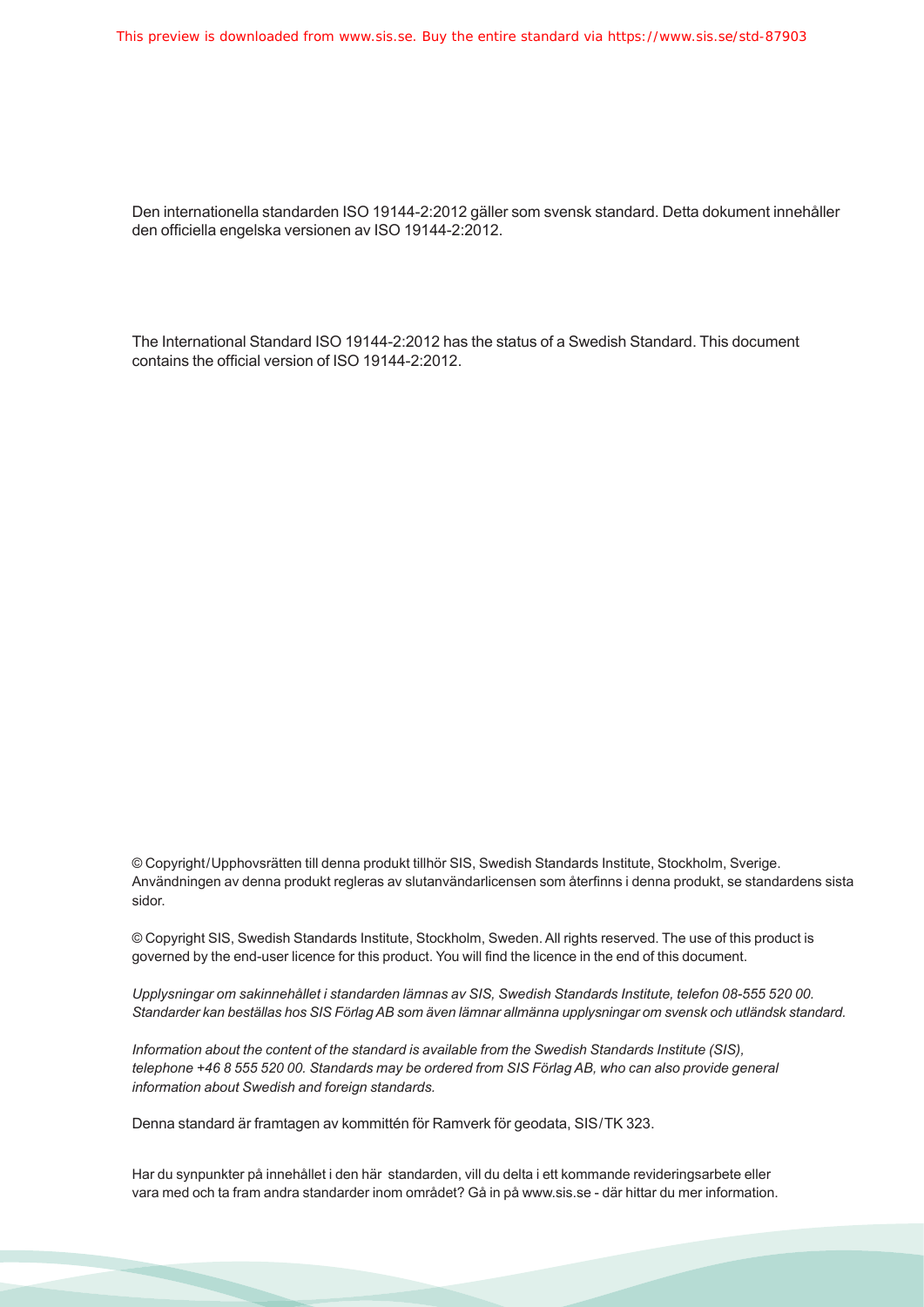Den internationella standarden ISO 19144-2:2012 gäller som svensk standard. Detta dokument innehåller den officiella engelska versionen av ISO 19144-2:2012.

The International Standard ISO 19144-2:2012 has the status of a Swedish Standard. This document contains the official version of ISO 19144-2:2012.

© Copyright/Upphovsrätten till denna produkt tillhör SIS, Swedish Standards Institute, Stockholm, Sverige. Användningen av denna produkt regleras av slutanvändarlicensen som återfinns i denna produkt, se standardens sista sidor.

© Copyright SIS, Swedish Standards Institute, Stockholm, Sweden. All rights reserved. The use of this product is governed by the end-user licence for this product. You will find the licence in the end of this document.

*Upplysningar om sakinnehållet i standarden lämnas av SIS, Swedish Standards Institute, telefon 08-555 520 00. Standarder kan beställas hos SIS Förlag AB som även lämnar allmänna upplysningar om svensk och utländsk standard.*

*Information about the content of the standard is available from the Swedish Standards Institute (SIS), telephone +46 8 555 520 00. Standards may be ordered from SIS Förlag AB, who can also provide general information about Swedish and foreign standards.*

Denna standard är framtagen av kommittén för Ramverk för geodata, SIS/TK 323.

Har du synpunkter på innehållet i den här standarden, vill du delta i ett kommande revideringsarbete eller vara med och ta fram andra standarder inom området? Gå in på www.sis.se - där hittar du mer information.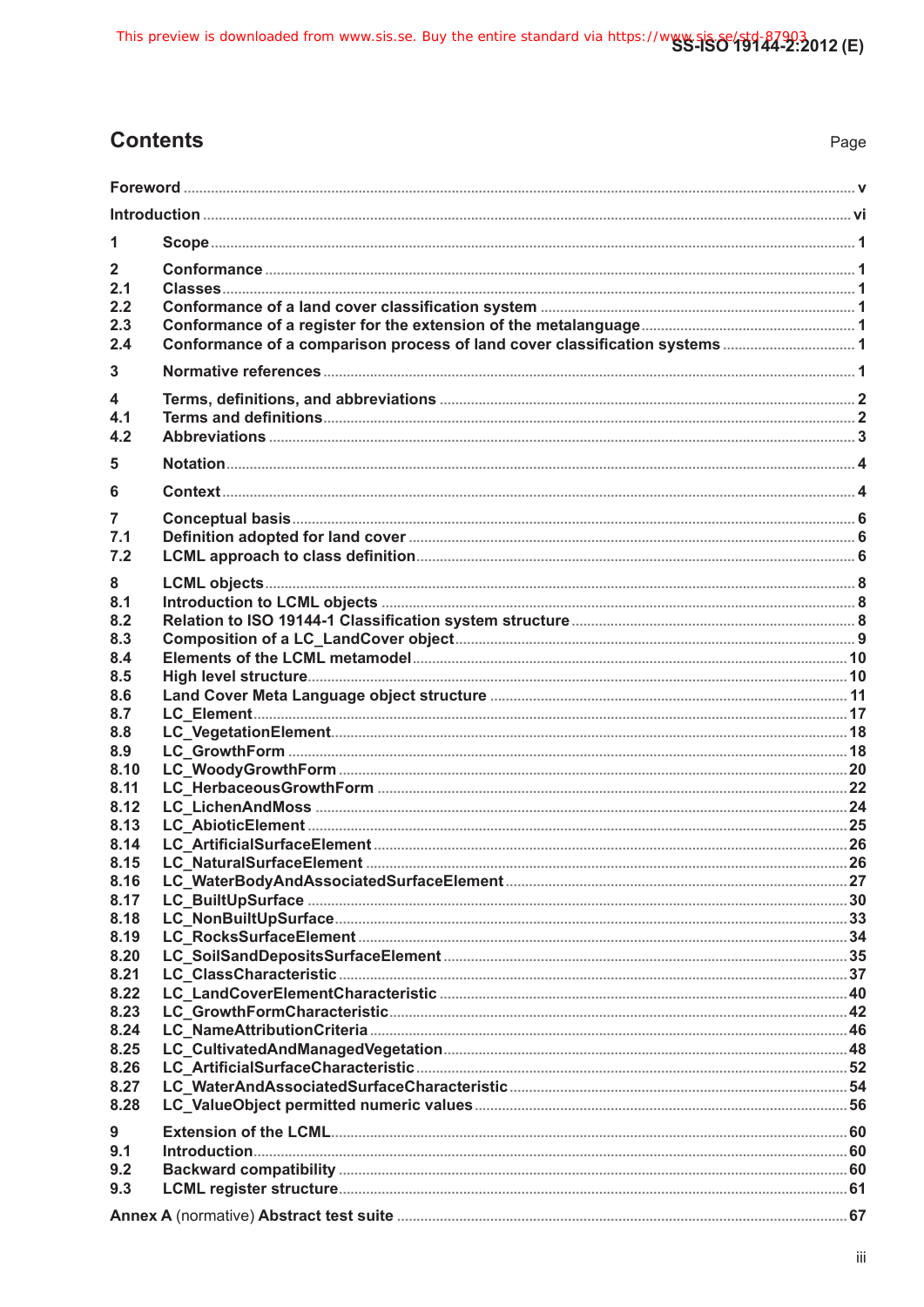# Contents

Page

Foreword ..... v

Introduction ..... vi

1 Scope ..... 1

2 Conformance ..... 1
2.1 Classes ..... 1
2.2 Conformance of a land cover classification system ..... 1
2.3 Conformance of a register for the extension of the metalanguage ..... 1
2.4 Conformance of a comparison process of land cover classification systems ..... 1

3 Normative references ..... 1

4 Terms, definitions, and abbreviations ..... 2
4.1 Terms and definitions ..... 2
4.2 Abbreviations ..... 3

5 Notation ..... 4

6 Context ..... 4

7 Conceptual basis ..... 6
7.1 Definition adopted for land cover ..... 6
7.2 LCML approach to class definition ..... 6

8 LCML objects ..... 8
8.1 Introduction to LCML objects ..... 8
8.2 Relation to ISO 19144-1 Classification system structure ..... 8
8.3 Composition of a LC_LandCover object ..... 9
8.4 Elements of the LCML metamodel ..... 10
8.5 High level structure ..... 10
8.6 Land Cover Meta Language object structure ..... 11
8.7 LC_Element ..... 17
8.8 LC_VegetationElement ..... 18
8.9 LC_GrowthForm ..... 18
8.10 LC_WoodyGrowthForm ..... 20
8.11 LC_HerbaceousGrowthForm ..... 22
8.12 LC_LichenAndMoss ..... 24
8.13 LC_AbioticElement ..... 25
8.14 LC_ArtificialSurfaceElement ..... 26
8.15 LC_NaturalSurfaceElement ..... 26
8.16 LC_WaterBodyAndAssociatedSurfaceElement ..... 27
8.17 LC_BuiltUpSurface ..... 30
8.18 LC_NonBuiltUpSurface ..... 33
8.19 LC_RocksSurfaceElement ..... 34
8.20 LC_SoilSandDepositsSurfaceElement ..... 35
8.21 LC_ClassCharacteristic ..... 37
8.22 LC_LandCoverElementCharacteristic ..... 40
8.23 LC_GrowthFormCharacteristic ..... 42
8.24 LC_NameAttributionCriteria ..... 46
8.25 LC_CultivatedAndManagedVegetation ..... 48
8.26 LC_ArtificialSurfaceCharacteristic ..... 52
8.27 LC_WaterAndAssociatedSurfaceCharacteristic ..... 54
8.28 LC_ValueObject permitted numeric values ..... 56

9 Extension of the LCML ..... 60
9.1 Introduction ..... 60
9.2 Backward compatibility ..... 60
9.3 LCML register structure ..... 61

Annex A (normative) Abstract test suite ..... 67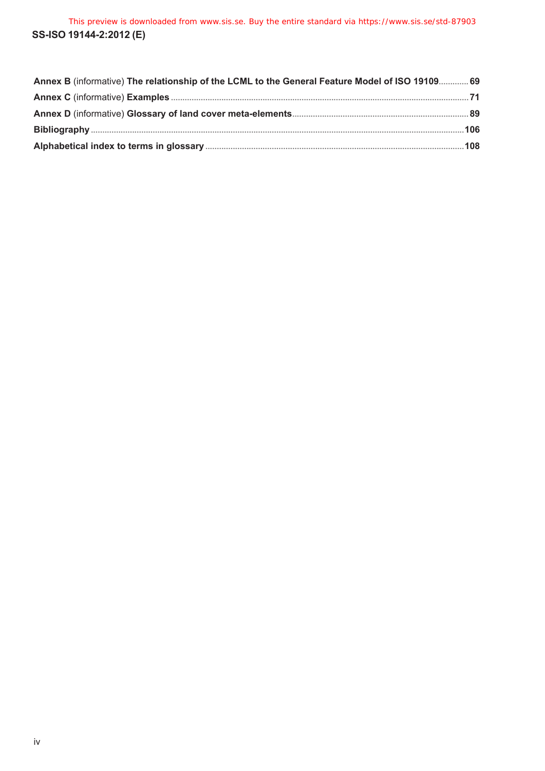**Annex B** (informative) **The relationship of the LCML to the General Feature Model of ISO 19109** ............ **69**

**Annex C** (informative) **Examples** ............ **71**

**Annex D** (informative) **Glossary of land cover meta-elements** ............ **89**

**Bibliography** ............ **106**

**Alphabetical index to terms in glossary** ............ **108**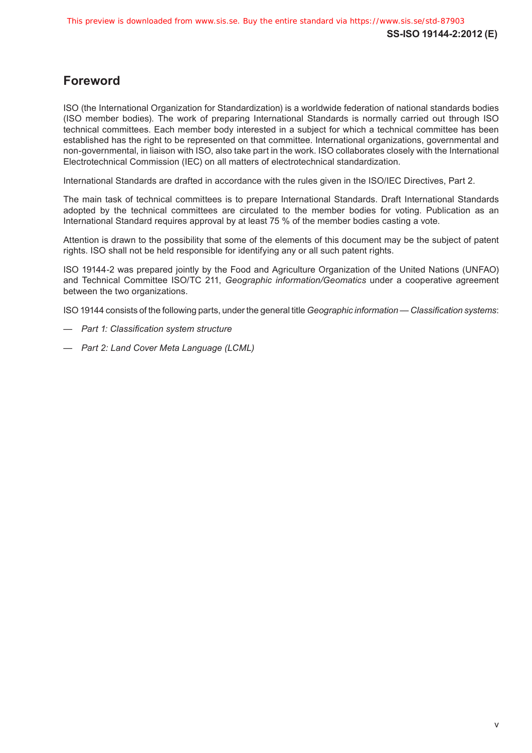# Foreword

ISO (the International Organization for Standardization) is a worldwide federation of national standards bodies (ISO member bodies). The work of preparing International Standards is normally carried out through ISO technical committees. Each member body interested in a subject for which a technical committee has been established has the right to be represented on that committee. International organizations, governmental and non-governmental, in liaison with ISO, also take part in the work. ISO collaborates closely with the International Electrotechnical Commission (IEC) on all matters of electrotechnical standardization.

International Standards are drafted in accordance with the rules given in the ISO/IEC Directives, Part 2.

The main task of technical committees is to prepare International Standards. Draft International Standards adopted by the technical committees are circulated to the member bodies for voting. Publication as an International Standard requires approval by at least 75 % of the member bodies casting a vote.

Attention is drawn to the possibility that some of the elements of this document may be the subject of patent rights. ISO shall not be held responsible for identifying any or all such patent rights.

ISO 19144-2 was prepared jointly by the Food and Agriculture Organization of the United Nations (UNFAO) and Technical Committee ISO/TC 211, *Geographic information/Geomatics* under a cooperative agreement between the two organizations.

ISO 19144 consists of the following parts, under the general title *Geographic information — Classification systems*:

— *Part 1: Classification system structure*

— *Part 2: Land Cover Meta Language (LCML)*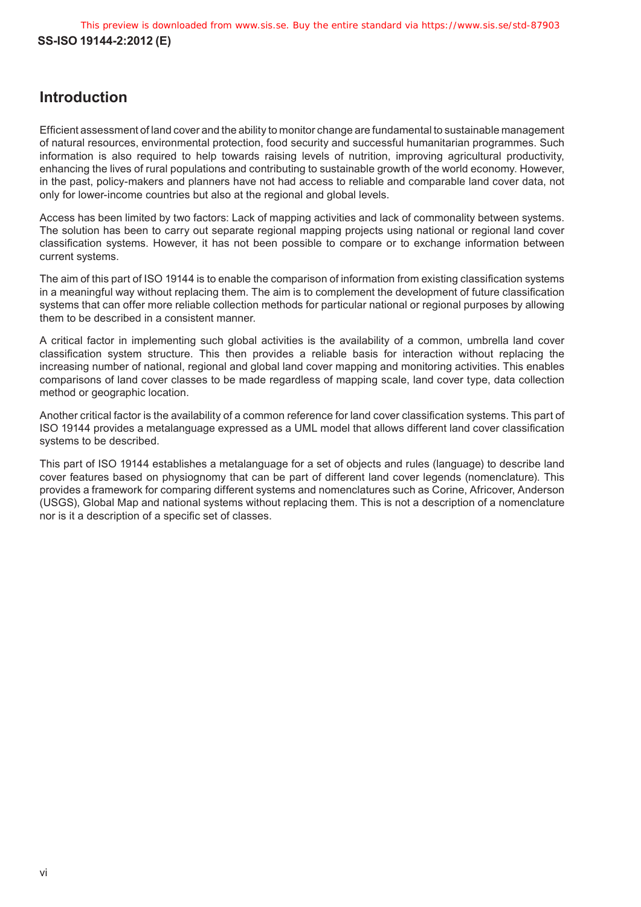## Introduction

Efficient assessment of land cover and the ability to monitor change are fundamental to sustainable management of natural resources, environmental protection, food security and successful humanitarian programmes. Such information is also required to help towards raising levels of nutrition, improving agricultural productivity, enhancing the lives of rural populations and contributing to sustainable growth of the world economy. However, in the past, policy-makers and planners have not had access to reliable and comparable land cover data, not only for lower-income countries but also at the regional and global levels.

Access has been limited by two factors: Lack of mapping activities and lack of commonality between systems. The solution has been to carry out separate regional mapping projects using national or regional land cover classification systems. However, it has not been possible to compare or to exchange information between current systems.

The aim of this part of ISO 19144 is to enable the comparison of information from existing classification systems in a meaningful way without replacing them. The aim is to complement the development of future classification systems that can offer more reliable collection methods for particular national or regional purposes by allowing them to be described in a consistent manner.

A critical factor in implementing such global activities is the availability of a common, umbrella land cover classification system structure. This then provides a reliable basis for interaction without replacing the increasing number of national, regional and global land cover mapping and monitoring activities. This enables comparisons of land cover classes to be made regardless of mapping scale, land cover type, data collection method or geographic location.

Another critical factor is the availability of a common reference for land cover classification systems. This part of ISO 19144 provides a metalanguage expressed as a UML model that allows different land cover classification systems to be described.

This part of ISO 19144 establishes a metalanguage for a set of objects and rules (language) to describe land cover features based on physiognomy that can be part of different land cover legends (nomenclature). This provides a framework for comparing different systems and nomenclatures such as Corine, Africover, Anderson (USGS), Global Map and national systems without replacing them. This is not a description of a nomenclature nor is it a description of a specific set of classes.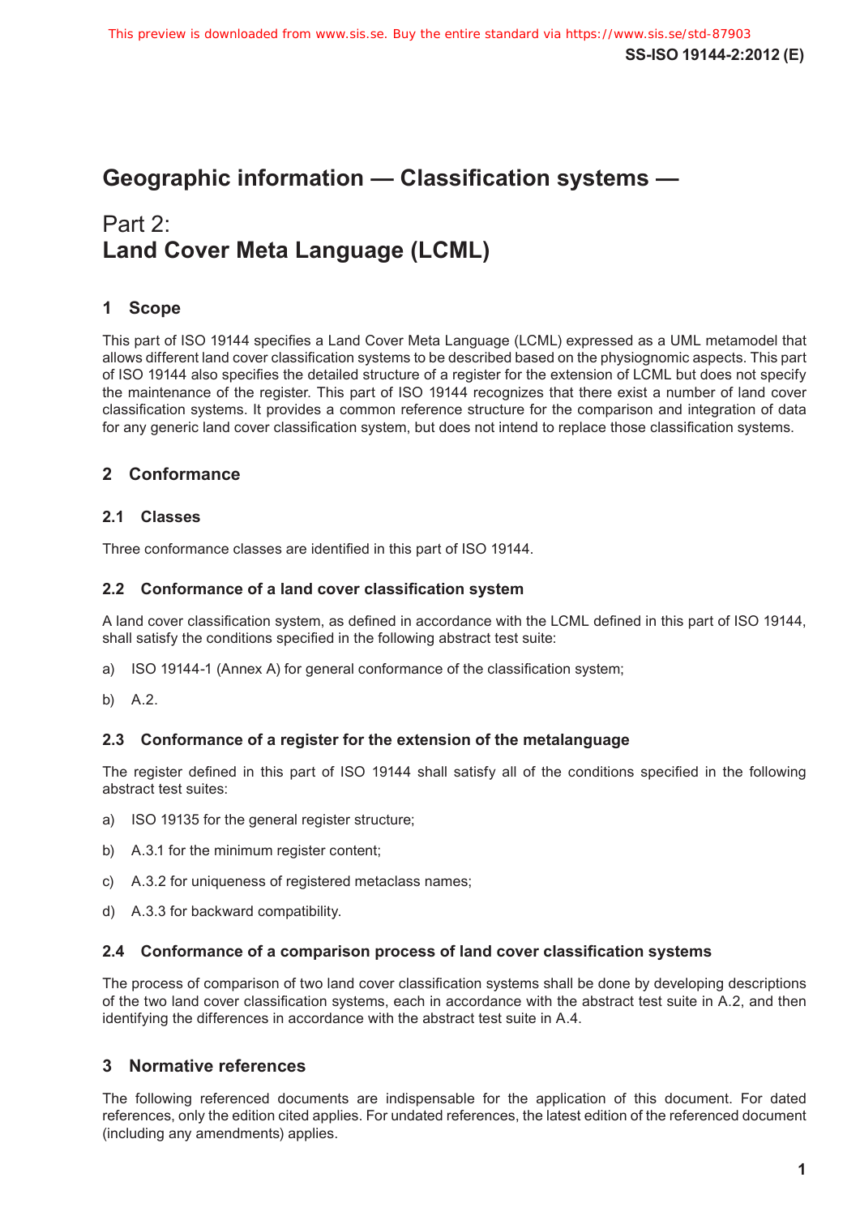# Geographic information — Classification systems —

## Part 2: **Land Cover Meta Language (LCML)**

## 1 Scope

This part of ISO 19144 specifies a Land Cover Meta Language (LCML) expressed as a UML metamodel that allows different land cover classification systems to be described based on the physiognomic aspects. This part of ISO 19144 also specifies the detailed structure of a register for the extension of LCML but does not specify the maintenance of the register. This part of ISO 19144 recognizes that there exist a number of land cover classification systems. It provides a common reference structure for the comparison and integration of data for any generic land cover classification system, but does not intend to replace those classification systems.

## 2 Conformance

### 2.1 Classes

Three conformance classes are identified in this part of ISO 19144.

### 2.2 Conformance of a land cover classification system

A land cover classification system, as defined in accordance with the LCML defined in this part of ISO 19144, shall satisfy the conditions specified in the following abstract test suite:

a) ISO 19144-1 (Annex A) for general conformance of the classification system;

b) A.2.

### 2.3 Conformance of a register for the extension of the metalanguage

The register defined in this part of ISO 19144 shall satisfy all of the conditions specified in the following abstract test suites:

a) ISO 19135 for the general register structure;

b) A.3.1 for the minimum register content;

c) A.3.2 for uniqueness of registered metaclass names;

d) A.3.3 for backward compatibility.

### 2.4 Conformance of a comparison process of land cover classification systems

The process of comparison of two land cover classification systems shall be done by developing descriptions of the two land cover classification systems, each in accordance with the abstract test suite in A.2, and then identifying the differences in accordance with the abstract test suite in A.4.

## 3 Normative references

The following referenced documents are indispensable for the application of this document. For dated references, only the edition cited applies. For undated references, the latest edition of the referenced document (including any amendments) applies.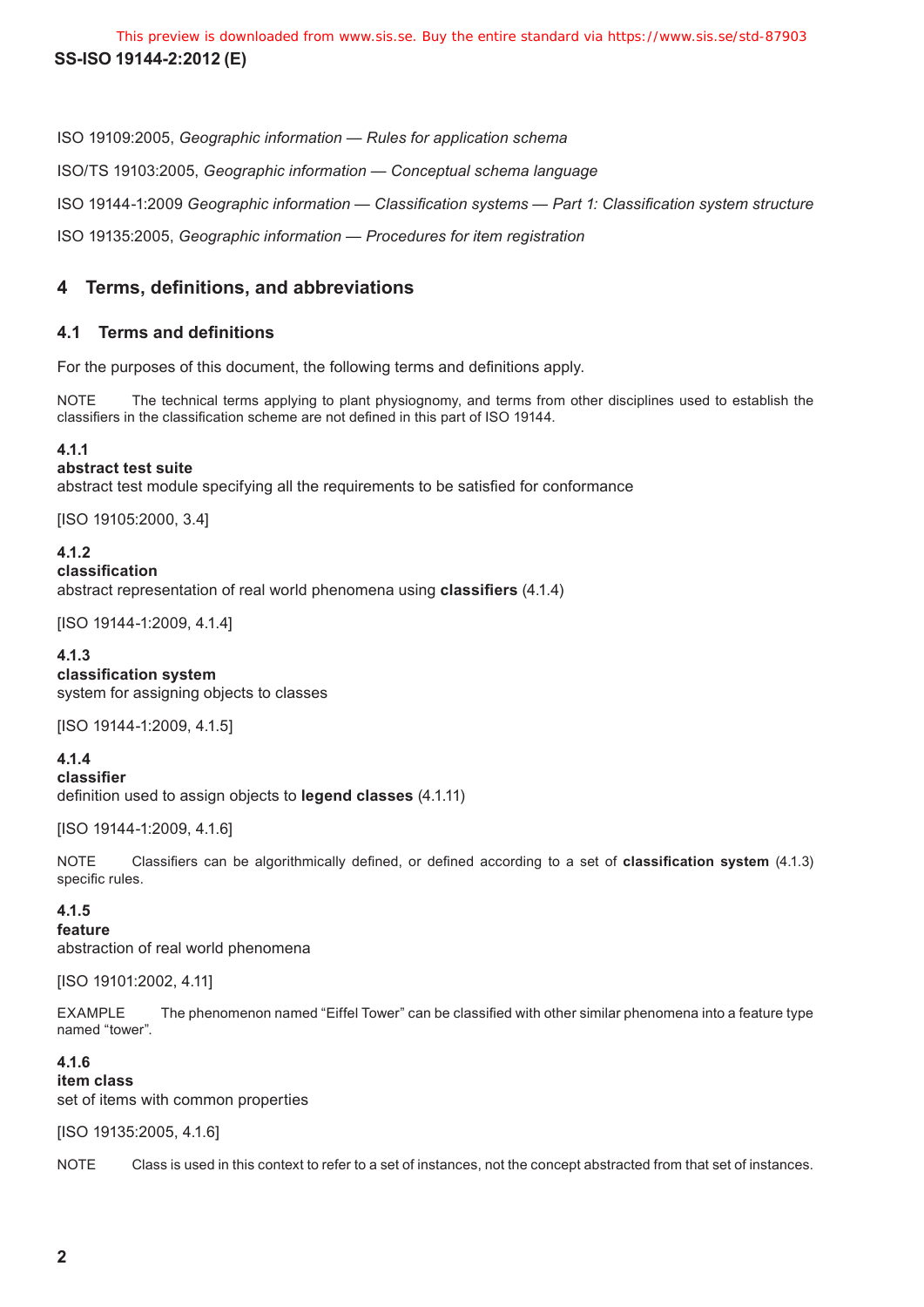ISO 19109:2005, *Geographic information — Rules for application schema*

ISO/TS 19103:2005, *Geographic information — Conceptual schema language*

ISO 19144-1:2009 *Geographic information — Classification systems — Part 1: Classification system structure*

ISO 19135:2005, *Geographic information — Procedures for item registration*

## 4 Terms, definitions, and abbreviations

### 4.1 Terms and definitions

For the purposes of this document, the following terms and definitions apply.

NOTE The technical terms applying to plant physiognomy, and terms from other disciplines used to establish the classifiers in the classification scheme are not defined in this part of ISO 19144.

**4.1.1**
**abstract test suite**
abstract test module specifying all the requirements to be satisfied for conformance

[ISO 19105:2000, 3.4]

**4.1.2**
**classification**
abstract representation of real world phenomena using **classifiers** (4.1.4)

[ISO 19144-1:2009, 4.1.4]

**4.1.3**
**classification system**
system for assigning objects to classes

[ISO 19144-1:2009, 4.1.5]

**4.1.4**
**classifier**
definition used to assign objects to **legend classes** (4.1.11)

[ISO 19144-1:2009, 4.1.6]

NOTE Classifiers can be algorithmically defined, or defined according to a set of **classification system** (4.1.3) specific rules.

**4.1.5**
**feature**
abstraction of real world phenomena

[ISO 19101:2002, 4.11]

EXAMPLE The phenomenon named “Eiffel Tower” can be classified with other similar phenomena into a feature type named “tower”.

**4.1.6**
**item class**
set of items with common properties

[ISO 19135:2005, 4.1.6]

NOTE Class is used in this context to refer to a set of instances, not the concept abstracted from that set of instances.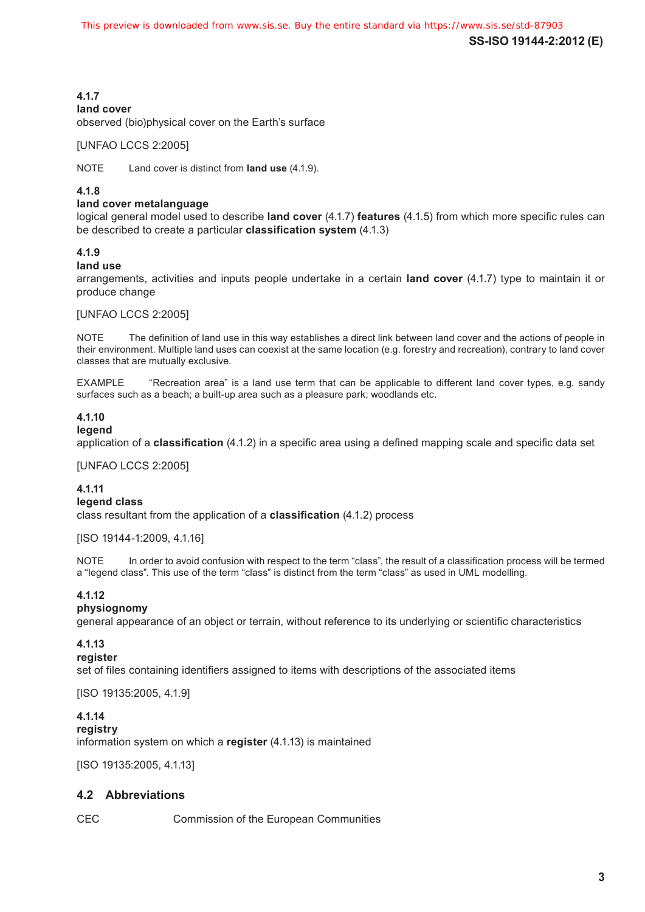**4.1.7**
**land cover**
observed (bio)physical cover on the Earth's surface

[UNFAO LCCS 2:2005]

NOTE Land cover is distinct from **land use** (4.1.9).

**4.1.8**
**land cover metalanguage**
logical general model used to describe **land cover** (4.1.7) **features** (4.1.5) from which more specific rules can be described to create a particular **classification system** (4.1.3)

**4.1.9**
**land use**
arrangements, activities and inputs people undertake in a certain **land cover** (4.1.7) type to maintain it or produce change

[UNFAO LCCS 2:2005]

NOTE The definition of land use in this way establishes a direct link between land cover and the actions of people in their environment. Multiple land uses can coexist at the same location (e.g. forestry and recreation), contrary to land cover classes that are mutually exclusive.

EXAMPLE "Recreation area" is a land use term that can be applicable to different land cover types, e.g. sandy surfaces such as a beach; a built-up area such as a pleasure park; woodlands etc.

**4.1.10**
**legend**
application of a **classification** (4.1.2) in a specific area using a defined mapping scale and specific data set

[UNFAO LCCS 2:2005]

**4.1.11**
**legend class**
class resultant from the application of a **classification** (4.1.2) process

[ISO 19144-1:2009, 4.1.16]

NOTE In order to avoid confusion with respect to the term "class", the result of a classification process will be termed a "legend class". This use of the term "class" is distinct from the term "class" as used in UML modelling.

**4.1.12**
**physiognomy**
general appearance of an object or terrain, without reference to its underlying or scientific characteristics

**4.1.13**
**register**
set of files containing identifiers assigned to items with descriptions of the associated items

[ISO 19135:2005, 4.1.9]

**4.1.14**
**registry**
information system on which a **register** (4.1.13) is maintained

[ISO 19135:2005, 4.1.13]

## 4.2 Abbreviations

CEC Commission of the European Communities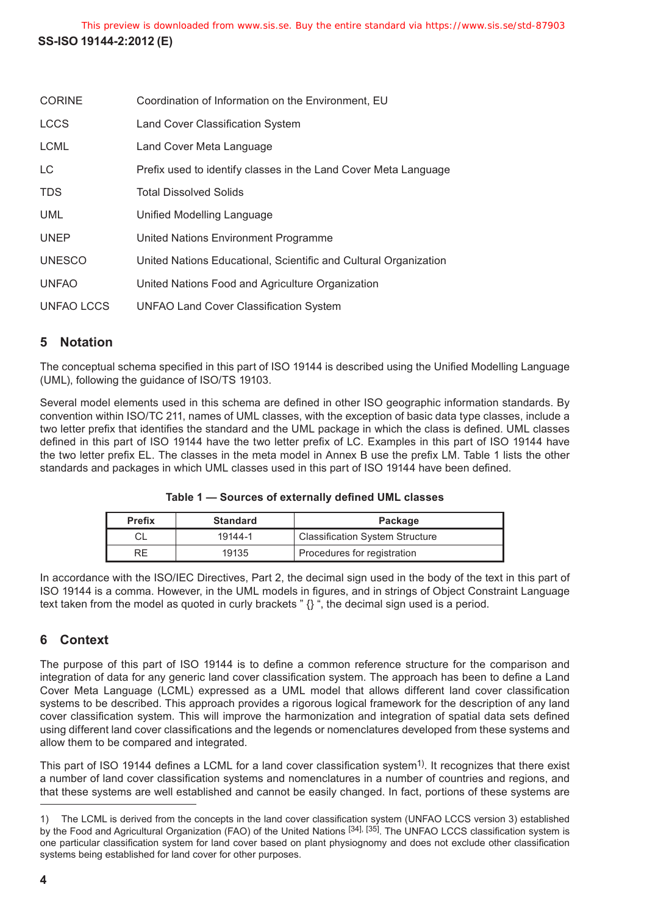| | |
|---|---|
| CORINE | Coordination of Information on the Environment, EU |
| LCCS | Land Cover Classification System |
| LCML | Land Cover Meta Language |
| LC | Prefix used to identify classes in the Land Cover Meta Language |
| TDS | Total Dissolved Solids |
| UML | Unified Modelling Language |
| UNEP | United Nations Environment Programme |
| UNESCO | United Nations Educational, Scientific and Cultural Organization |
| UNFAO | United Nations Food and Agriculture Organization |
| UNFAO LCCS | UNFAO Land Cover Classification System |

## 5 Notation

The conceptual schema specified in this part of ISO 19144 is described using the Unified Modelling Language (UML), following the guidance of ISO/TS 19103.

Several model elements used in this schema are defined in other ISO geographic information standards. By convention within ISO/TC 211, names of UML classes, with the exception of basic data type classes, include a two letter prefix that identifies the standard and the UML package in which the class is defined. UML classes defined in this part of ISO 19144 have the two letter prefix of LC. Examples in this part of ISO 19144 have the two letter prefix EL. The classes in the meta model in Annex B use the prefix LM. Table 1 lists the other standards and packages in which UML classes used in this part of ISO 19144 have been defined.

**Table 1 — Sources of externally defined UML classes**

| Prefix | Standard | Package |
|---|---|---|
| CL | 19144-1 | Classification System Structure |
| RE | 19135 | Procedures for registration |

In accordance with the ISO/IEC Directives, Part 2, the decimal sign used in the body of the text in this part of ISO 19144 is a comma. However, in the UML models in figures, and in strings of Object Constraint Language text taken from the model as quoted in curly brackets " {} ", the decimal sign used is a period.

## 6 Context

The purpose of this part of ISO 19144 is to define a common reference structure for the comparison and integration of data for any generic land cover classification system. The approach has been to define a Land Cover Meta Language (LCML) expressed as a UML model that allows different land cover classification systems to be described. This approach provides a rigorous logical framework for the description of any land cover classification system. This will improve the harmonization and integration of spatial data sets defined using different land cover classifications and the legends or nomenclatures developed from these systems and allow them to be compared and integrated.

This part of ISO 19144 defines a LCML for a land cover classification system[1)]. It recognizes that there exist a number of land cover classification systems and nomenclatures in a number of countries and regions, and that these systems are well established and cannot be easily changed. In fact, portions of these systems are

---

1) The LCML is derived from the concepts in the land cover classification system (UNFAO LCCS version 3) established by the Food and Agricultural Organization (FAO) of the United Nations [34], [35]. The UNFAO LCCS classification system is one particular classification system for land cover based on plant physiognomy and does not exclude other classification systems being established for land cover for other purposes.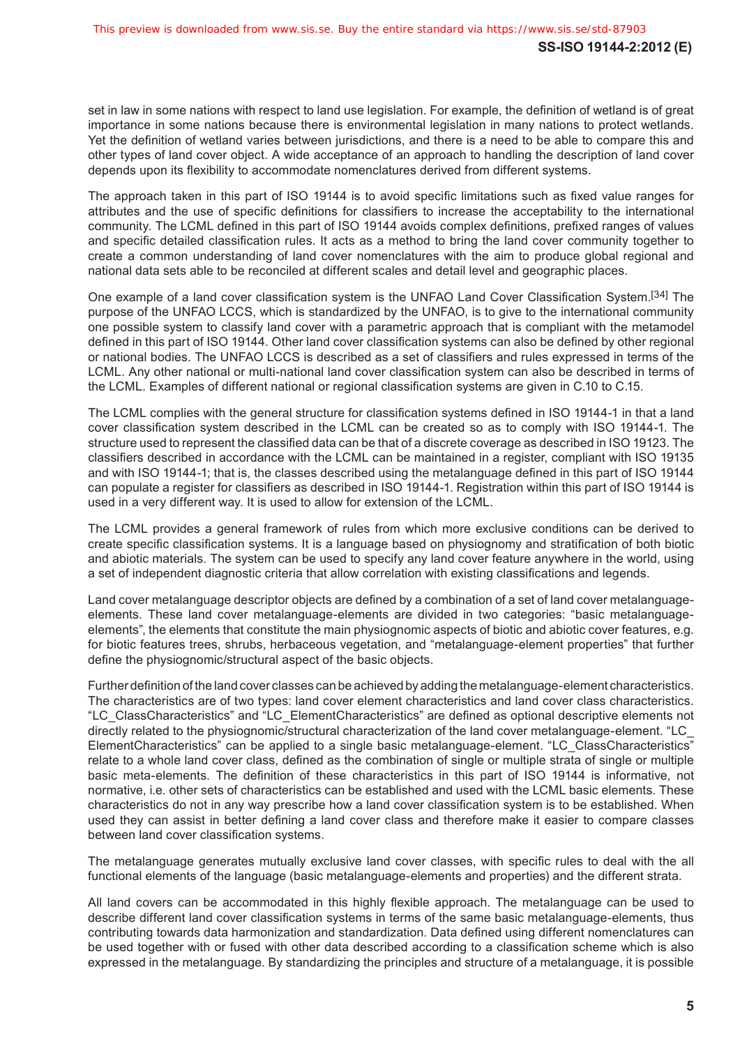set in law in some nations with respect to land use legislation. For example, the definition of wetland is of great importance in some nations because there is environmental legislation in many nations to protect wetlands. Yet the definition of wetland varies between jurisdictions, and there is a need to be able to compare this and other types of land cover object. A wide acceptance of an approach to handling the description of land cover depends upon its flexibility to accommodate nomenclatures derived from different systems.

The approach taken in this part of ISO 19144 is to avoid specific limitations such as fixed value ranges for attributes and the use of specific definitions for classifiers to increase the acceptability to the international community. The LCML defined in this part of ISO 19144 avoids complex definitions, prefixed ranges of values and specific detailed classification rules. It acts as a method to bring the land cover community together to create a common understanding of land cover nomenclatures with the aim to produce global regional and national data sets able to be reconciled at different scales and detail level and geographic places.

One example of a land cover classification system is the UNFAO Land Cover Classification System.[34] The purpose of the UNFAO LCCS, which is standardized by the UNFAO, is to give to the international community one possible system to classify land cover with a parametric approach that is compliant with the metamodel defined in this part of ISO 19144. Other land cover classification systems can also be defined by other regional or national bodies. The UNFAO LCCS is described as a set of classifiers and rules expressed in terms of the LCML. Any other national or multi-national land cover classification system can also be described in terms of the LCML. Examples of different national or regional classification systems are given in C.10 to C.15.

The LCML complies with the general structure for classification systems defined in ISO 19144-1 in that a land cover classification system described in the LCML can be created so as to comply with ISO 19144-1. The structure used to represent the classified data can be that of a discrete coverage as described in ISO 19123. The classifiers described in accordance with the LCML can be maintained in a register, compliant with ISO 19135 and with ISO 19144-1; that is, the classes described using the metalanguage defined in this part of ISO 19144 can populate a register for classifiers as described in ISO 19144-1. Registration within this part of ISO 19144 is used in a very different way. It is used to allow for extension of the LCML.

The LCML provides a general framework of rules from which more exclusive conditions can be derived to create specific classification systems. It is a language based on physiognomy and stratification of both biotic and abiotic materials. The system can be used to specify any land cover feature anywhere in the world, using a set of independent diagnostic criteria that allow correlation with existing classifications and legends.

Land cover metalanguage descriptor objects are defined by a combination of a set of land cover metalanguage-elements. These land cover metalanguage-elements are divided in two categories: "basic metalanguage-elements", the elements that constitute the main physiognomic aspects of biotic and abiotic cover features, e.g. for biotic features trees, shrubs, herbaceous vegetation, and "metalanguage-element properties" that further define the physiognomic/structural aspect of the basic objects.

Further definition of the land cover classes can be achieved by adding the metalanguage-element characteristics. The characteristics are of two types: land cover element characteristics and land cover class characteristics. "LC_ClassCharacteristics" and "LC_ElementCharacteristics" are defined as optional descriptive elements not directly related to the physiognomic/structural characterization of the land cover metalanguage-element. "LC_ElementCharacteristics" can be applied to a single basic metalanguage-element. "LC_ClassCharacteristics" relate to a whole land cover class, defined as the combination of single or multiple strata of single or multiple basic meta-elements. The definition of these characteristics in this part of ISO 19144 is informative, not normative, i.e. other sets of characteristics can be established and used with the LCML basic elements. These characteristics do not in any way prescribe how a land cover classification system is to be established. When used they can assist in better defining a land cover class and therefore make it easier to compare classes between land cover classification systems.

The metalanguage generates mutually exclusive land cover classes, with specific rules to deal with the all functional elements of the language (basic metalanguage-elements and properties) and the different strata.

All land covers can be accommodated in this highly flexible approach. The metalanguage can be used to describe different land cover classification systems in terms of the same basic metalanguage-elements, thus contributing towards data harmonization and standardization. Data defined using different nomenclatures can be used together with or fused with other data described according to a classification scheme which is also expressed in the metalanguage. By standardizing the principles and structure of a metalanguage, it is possible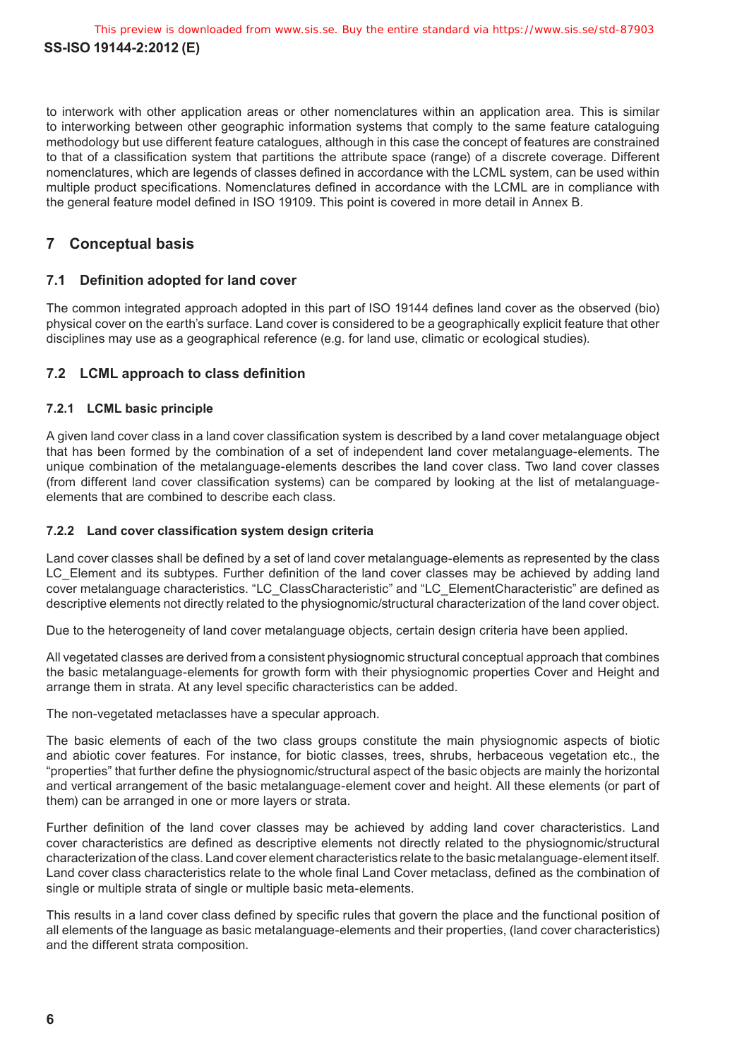to interwork with other application areas or other nomenclatures within an application area. This is similar to interworking between other geographic information systems that comply to the same feature cataloguing methodology but use different feature catalogues, although in this case the concept of features are constrained to that of a classification system that partitions the attribute space (range) of a discrete coverage. Different nomenclatures, which are legends of classes defined in accordance with the LCML system, can be used within multiple product specifications. Nomenclatures defined in accordance with the LCML are in compliance with the general feature model defined in ISO 19109. This point is covered in more detail in Annex B.

## 7 Conceptual basis

### 7.1 Definition adopted for land cover

The common integrated approach adopted in this part of ISO 19144 defines land cover as the observed (bio) physical cover on the earth's surface. Land cover is considered to be a geographically explicit feature that other disciplines may use as a geographical reference (e.g. for land use, climatic or ecological studies).

### 7.2 LCML approach to class definition

#### 7.2.1 LCML basic principle

A given land cover class in a land cover classification system is described by a land cover metalanguage object that has been formed by the combination of a set of independent land cover metalanguage-elements. The unique combination of the metalanguage-elements describes the land cover class. Two land cover classes (from different land cover classification systems) can be compared by looking at the list of metalanguage-elements that are combined to describe each class.

#### 7.2.2 Land cover classification system design criteria

Land cover classes shall be defined by a set of land cover metalanguage-elements as represented by the class LC_Element and its subtypes. Further definition of the land cover classes may be achieved by adding land cover metalanguage characteristics. "LC_ClassCharacteristic" and "LC_ElementCharacteristic" are defined as descriptive elements not directly related to the physiognomic/structural characterization of the land cover object.

Due to the heterogeneity of land cover metalanguage objects, certain design criteria have been applied.

All vegetated classes are derived from a consistent physiognomic structural conceptual approach that combines the basic metalanguage-elements for growth form with their physiognomic properties Cover and Height and arrange them in strata. At any level specific characteristics can be added.

The non-vegetated metaclasses have a specular approach.

The basic elements of each of the two class groups constitute the main physiognomic aspects of biotic and abiotic cover features. For instance, for biotic classes, trees, shrubs, herbaceous vegetation etc., the "properties" that further define the physiognomic/structural aspect of the basic objects are mainly the horizontal and vertical arrangement of the basic metalanguage-element cover and height. All these elements (or part of them) can be arranged in one or more layers or strata.

Further definition of the land cover classes may be achieved by adding land cover characteristics. Land cover characteristics are defined as descriptive elements not directly related to the physiognomic/structural characterization of the class. Land cover element characteristics relate to the basic metalanguage-element itself. Land cover class characteristics relate to the whole final Land Cover metaclass, defined as the combination of single or multiple strata of single or multiple basic meta-elements.

This results in a land cover class defined by specific rules that govern the place and the functional position of all elements of the language as basic metalanguage-elements and their properties, (land cover characteristics) and the different strata composition.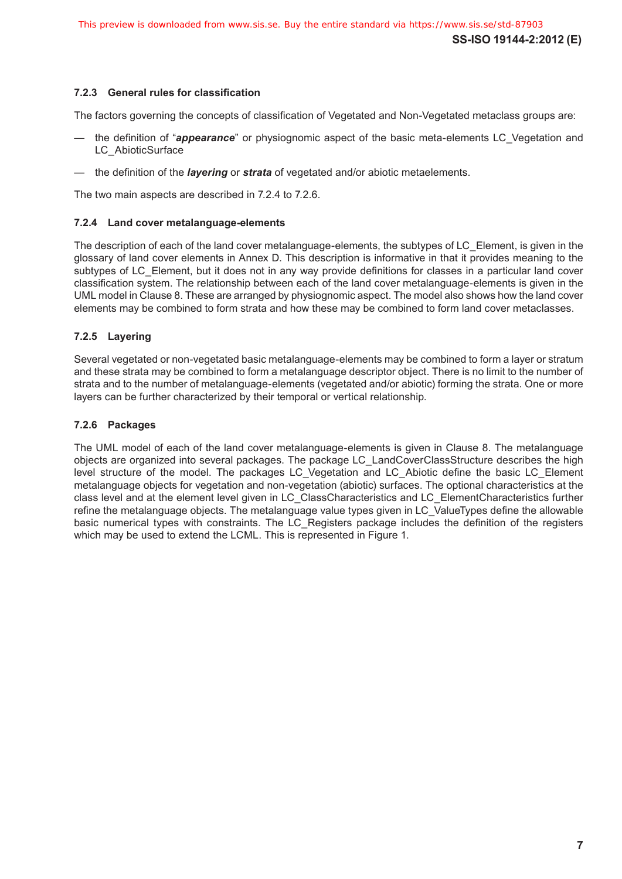### 7.2.3 General rules for classification

The factors governing the concepts of classification of Vegetated and Non-Vegetated metaclass groups are:

— the definition of "***appearance***" or physiognomic aspect of the basic meta-elements LC_Vegetation and LC_AbioticSurface

— the definition of the ***layering*** or ***strata*** of vegetated and/or abiotic metaelements.

The two main aspects are described in 7.2.4 to 7.2.6.

### 7.2.4 Land cover metalanguage-elements

The description of each of the land cover metalanguage-elements, the subtypes of LC_Element, is given in the glossary of land cover elements in Annex D. This description is informative in that it provides meaning to the subtypes of LC_Element, but it does not in any way provide definitions for classes in a particular land cover classification system. The relationship between each of the land cover metalanguage-elements is given in the UML model in Clause 8. These are arranged by physiognomic aspect. The model also shows how the land cover elements may be combined to form strata and how these may be combined to form land cover metaclasses.

### 7.2.5 Layering

Several vegetated or non-vegetated basic metalanguage-elements may be combined to form a layer or stratum and these strata may be combined to form a metalanguage descriptor object. There is no limit to the number of strata and to the number of metalanguage-elements (vegetated and/or abiotic) forming the strata. One or more layers can be further characterized by their temporal or vertical relationship.

### 7.2.6 Packages

The UML model of each of the land cover metalanguage-elements is given in Clause 8. The metalanguage objects are organized into several packages. The package LC_LandCoverClassStructure describes the high level structure of the model. The packages LC_Vegetation and LC_Abiotic define the basic LC_Element metalanguage objects for vegetation and non-vegetation (abiotic) surfaces. The optional characteristics at the class level and at the element level given in LC_ClassCharacteristics and LC_ElementCharacteristics further refine the metalanguage objects. The metalanguage value types given in LC_ValueTypes define the allowable basic numerical types with constraints. The LC_Registers package includes the definition of the registers which may be used to extend the LCML. This is represented in Figure 1.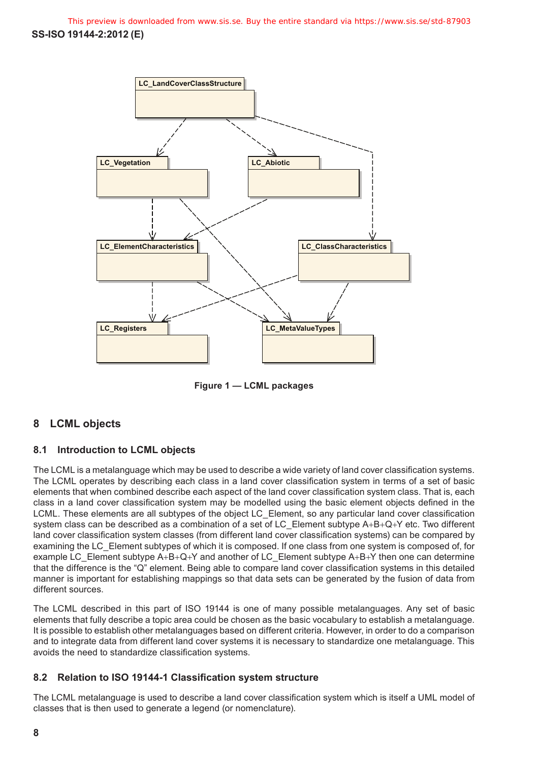Figure 1 — LCML packages

## 8 LCML objects

### 8.1 Introduction to LCML objects

The LCML is a metalanguage which may be used to describe a wide variety of land cover classification systems. The LCML operates by describing each class in a land cover classification system in terms of a set of basic elements that when combined describe each aspect of the land cover classification system class. That is, each class in a land cover classification system may be modelled using the basic element objects defined in the LCML. These elements are all subtypes of the object LC_Element, so any particular land cover classification system class can be described as a combination of a set of LC_Element subtype A+B+Q+Y etc. Two different land cover classification system classes (from different land cover classification systems) can be compared by examining the LC_Element subtypes of which it is composed. If one class from one system is composed of, for example LC_Element subtype A+B+Q+Y and another of LC_Element subtype A+B+Y then one can determine that the difference is the "Q" element. Being able to compare land cover classification systems in this detailed manner is important for establishing mappings so that data sets can be generated by the fusion of data from different sources.

The LCML described in this part of ISO 19144 is one of many possible metalanguages. Any set of basic elements that fully describe a topic area could be chosen as the basic vocabulary to establish a metalanguage. It is possible to establish other metalanguages based on different criteria. However, in order to do a comparison and to integrate data from different land cover systems it is necessary to standardize one metalanguage. This avoids the need to standardize classification systems.

### 8.2 Relation to ISO 19144-1 Classification system structure

The LCML metalanguage is used to describe a land cover classification system which is itself a UML model of classes that is then used to generate a legend (or nomenclature).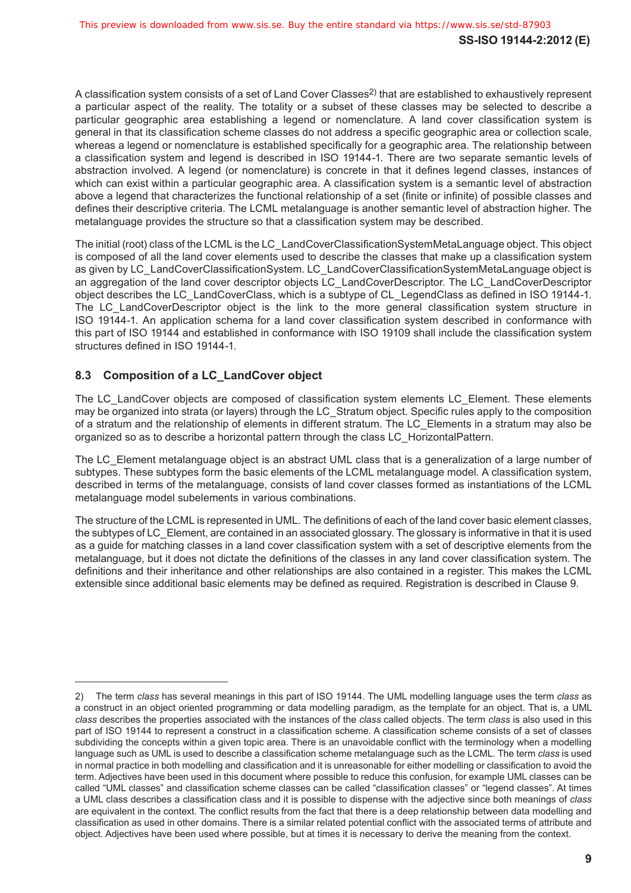A classification system consists of a set of Land Cover Classes[2] that are established to exhaustively represent a particular aspect of the reality. The totality or a subset of these classes may be selected to describe a particular geographic area establishing a legend or nomenclature. A land cover classification system is general in that its classification scheme classes do not address a specific geographic area or collection scale, whereas a legend or nomenclature is established specifically for a geographic area. The relationship between a classification system and legend is described in ISO 19144-1. There are two separate semantic levels of abstraction involved. A legend (or nomenclature) is concrete in that it defines legend classes, instances of which can exist within a particular geographic area. A classification system is a semantic level of abstraction above a legend that characterizes the functional relationship of a set (finite or infinite) of possible classes and defines their descriptive criteria. The LCML metalanguage is another semantic level of abstraction higher. The metalanguage provides the structure so that a classification system may be described.

The initial (root) class of the LCML is the LC_LandCoverClassificationSystemMetaLanguage object. This object is composed of all the land cover elements used to describe the classes that make up a classification system as given by LC_LandCoverClassificationSystem. LC_LandCoverClassificationSystemMetaLanguage object is an aggregation of the land cover descriptor objects LC_LandCoverDescriptor. The LC_LandCoverDescriptor object describes the LC_LandCoverClass, which is a subtype of CL_LegendClass as defined in ISO 19144-1. The LC_LandCoverDescriptor object is the link to the more general classification system structure in ISO 19144-1. An application schema for a land cover classification system described in conformance with this part of ISO 19144 and established in conformance with ISO 19109 shall include the classification system structures defined in ISO 19144-1.

## 8.3 Composition of a LC_LandCover object

The LC_LandCover objects are composed of classification system elements LC_Element. These elements may be organized into strata (or layers) through the LC_Stratum object. Specific rules apply to the composition of a stratum and the relationship of elements in different stratum. The LC_Elements in a stratum may also be organized so as to describe a horizontal pattern through the class LC_HorizontalPattern.

The LC_Element metalanguage object is an abstract UML class that is a generalization of a large number of subtypes. These subtypes form the basic elements of the LCML metalanguage model. A classification system, described in terms of the metalanguage, consists of land cover classes formed as instantiations of the LCML metalanguage model subelements in various combinations.

The structure of the LCML is represented in UML. The definitions of each of the land cover basic element classes, the subtypes of LC_Element, are contained in an associated glossary. The glossary is informative in that it is used as a guide for matching classes in a land cover classification system with a set of descriptive elements from the metalanguage, but it does not dictate the definitions of the classes in any land cover classification system. The definitions and their inheritance and other relationships are also contained in a register. This makes the LCML extensible since additional basic elements may be defined as required. Registration is described in Clause 9.

---

2) The term *class* has several meanings in this part of ISO 19144. The UML modelling language uses the term *class* as a construct in an object oriented programming or data modelling paradigm, as the template for an object. That is, a UML *class* describes the properties associated with the instances of the *class* called objects. The term *class* is also used in this part of ISO 19144 to represent a construct in a classification scheme. A classification scheme consists of a set of classes subdividing the concepts within a given topic area. There is an unavoidable conflict with the terminology when a modelling language such as UML is used to describe a classification scheme metalanguage such as the LCML. The term *class* is used in normal practice in both modelling and classification and it is unreasonable for either modelling or classification to avoid the term. Adjectives have been used in this document where possible to reduce this confusion, for example UML classes can be called "UML classes" and classification scheme classes can be called "classification classes" or "legend classes". At times a UML class describes a classification class and it is possible to dispense with the adjective since both meanings of *class* are equivalent in the context. The conflict results from the fact that there is a deep relationship between data modelling and classification as used in other domains. There is a similar related potential conflict with the associated terms of attribute and object. Adjectives have been used where possible, but at times it is necessary to derive the meaning from the context.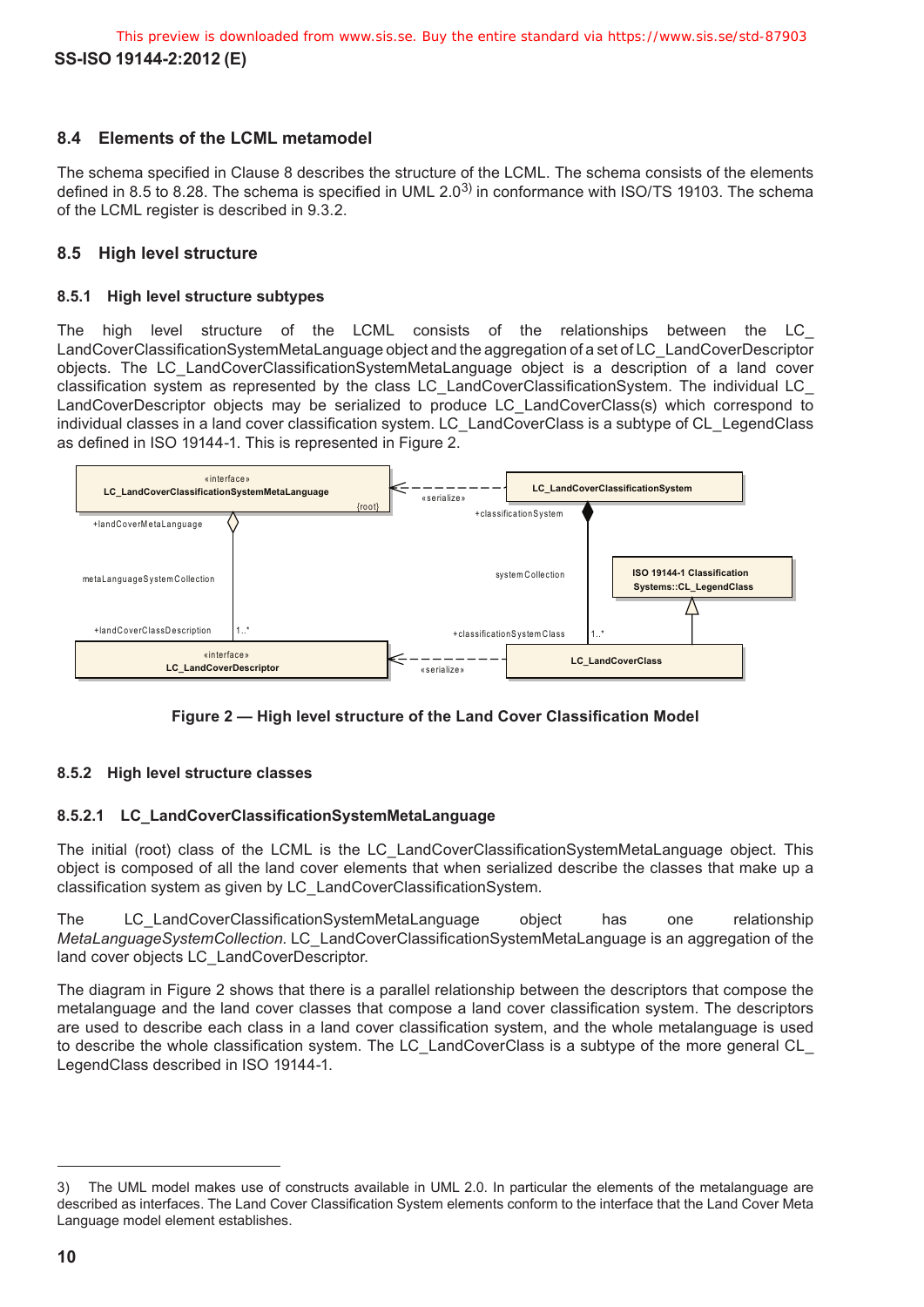## 8.4 Elements of the LCML metamodel

The schema specified in Clause 8 describes the structure of the LCML. The schema consists of the elements defined in 8.5 to 8.28. The schema is specified in UML 2.0[3] in conformance with ISO/TS 19103. The schema of the LCML register is described in 9.3.2.

## 8.5 High level structure

### 8.5.1 High level structure subtypes

The high level structure of the LCML consists of the relationships between the LC_LandCoverClassificationSystemMetaLanguage object and the aggregation of a set of LC_LandCoverDescriptor objects. The LC_LandCoverClassificationSystemMetaLanguage object is a description of a land cover classification system as represented by the class LC_LandCoverClassificationSystem. The individual LC_LandCoverDescriptor objects may be serialized to produce LC_LandCoverClass(s) which correspond to individual classes in a land cover classification system. LC_LandCoverClass is a subtype of CL_LegendClass as defined in ISO 19144-1. This is represented in Figure 2.

**Figure 2 — High level structure of the Land Cover Classification Model**

### 8.5.2 High level structure classes

#### 8.5.2.1 LC_LandCoverClassificationSystemMetaLanguage

The initial (root) class of the LCML is the LC_LandCoverClassificationSystemMetaLanguage object. This object is composed of all the land cover elements that when serialized describe the classes that make up a classification system as given by LC_LandCoverClassificationSystem.

The LC_LandCoverClassificationSystemMetaLanguage object has one relationship *MetaLanguageSystemCollection*. LC_LandCoverClassificationSystemMetaLanguage is an aggregation of the land cover objects LC_LandCoverDescriptor.

The diagram in Figure 2 shows that there is a parallel relationship between the descriptors that compose the metalanguage and the land cover classes that compose a land cover classification system. The descriptors are used to describe each class in a land cover classification system, and the whole metalanguage is used to describe the whole classification system. The LC_LandCoverClass is a subtype of the more general CL_LegendClass described in ISO 19144-1.

---

3) The UML model makes use of constructs available in UML 2.0. In particular the elements of the metalanguage are described as interfaces. The Land Cover Classification System elements conform to the interface that the Land Cover Meta Language model element establishes.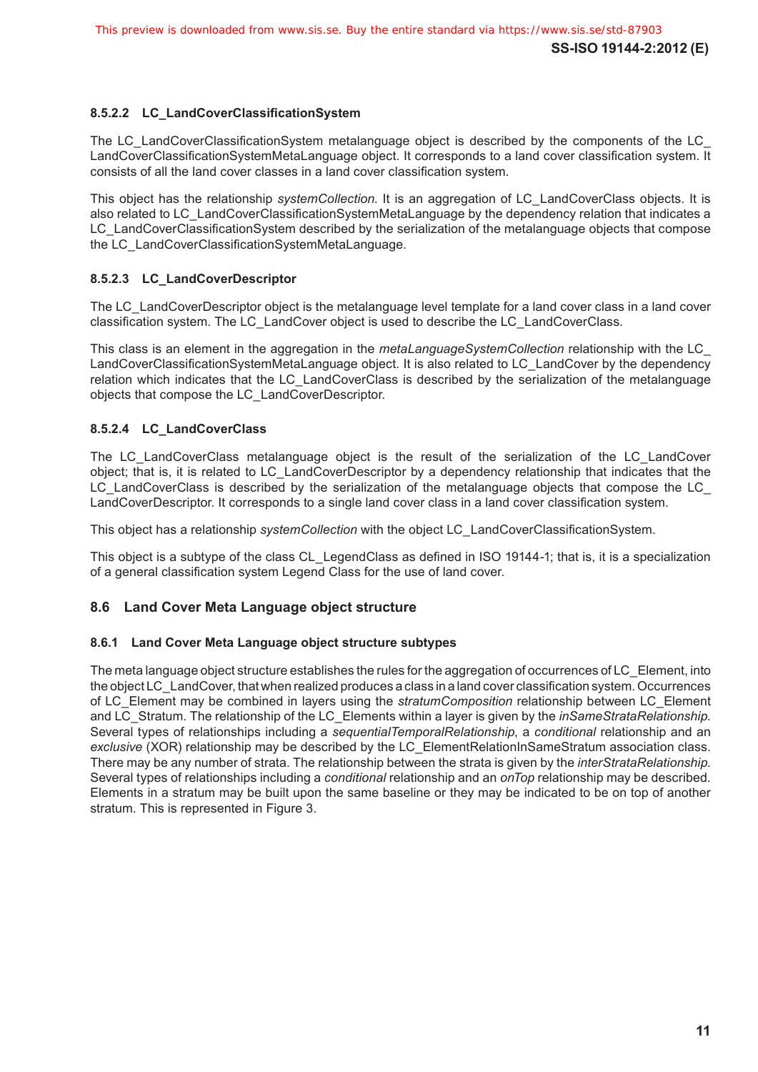#### 8.5.2.2 LC_LandCoverClassificationSystem

The LC_LandCoverClassificationSystem metalanguage object is described by the components of the LC_LandCoverClassificationSystemMetaLanguage object. It corresponds to a land cover classification system. It consists of all the land cover classes in a land cover classification system.

This object has the relationship *systemCollection*. It is an aggregation of LC_LandCoverClass objects. It is also related to LC_LandCoverClassificationSystemMetaLanguage by the dependency relation that indicates a LC_LandCoverClassificationSystem described by the serialization of the metalanguage objects that compose the LC_LandCoverClassificationSystemMetaLanguage.

#### 8.5.2.3 LC_LandCoverDescriptor

The LC_LandCoverDescriptor object is the metalanguage level template for a land cover class in a land cover classification system. The LC_LandCover object is used to describe the LC_LandCoverClass.

This class is an element in the aggregation in the *metaLanguageSystemCollection* relationship with the LC_LandCoverClassificationSystemMetaLanguage object. It is also related to LC_LandCover by the dependency relation which indicates that the LC_LandCoverClass is described by the serialization of the metalanguage objects that compose the LC_LandCoverDescriptor.

#### 8.5.2.4 LC_LandCoverClass

The LC_LandCoverClass metalanguage object is the result of the serialization of the LC_LandCover object; that is, it is related to LC_LandCoverDescriptor by a dependency relationship that indicates that the LC_LandCoverClass is described by the serialization of the metalanguage objects that compose the LC_LandCoverDescriptor. It corresponds to a single land cover class in a land cover classification system.

This object has a relationship *systemCollection* with the object LC_LandCoverClassificationSystem.

This object is a subtype of the class CL_LegendClass as defined in ISO 19144-1; that is, it is a specialization of a general classification system Legend Class for the use of land cover.

## 8.6 Land Cover Meta Language object structure

### 8.6.1 Land Cover Meta Language object structure subtypes

The meta language object structure establishes the rules for the aggregation of occurrences of LC_Element, into the object LC_LandCover, that when realized produces a class in a land cover classification system. Occurrences of LC_Element may be combined in layers using the *stratumComposition* relationship between LC_Element and LC_Stratum. The relationship of the LC_Elements within a layer is given by the *inSameStrataRelationship*. Several types of relationships including a *sequentialTemporalRelationship*, a *conditional* relationship and an *exclusive* (XOR) relationship may be described by the LC_ElementRelationInSameStratum association class. There may be any number of strata. The relationship between the strata is given by the *interStrataRelationship*. Several types of relationships including a *conditional* relationship and an *onTop* relationship may be described. Elements in a stratum may be built upon the same baseline or they may be indicated to be on top of another stratum. This is represented in Figure 3.